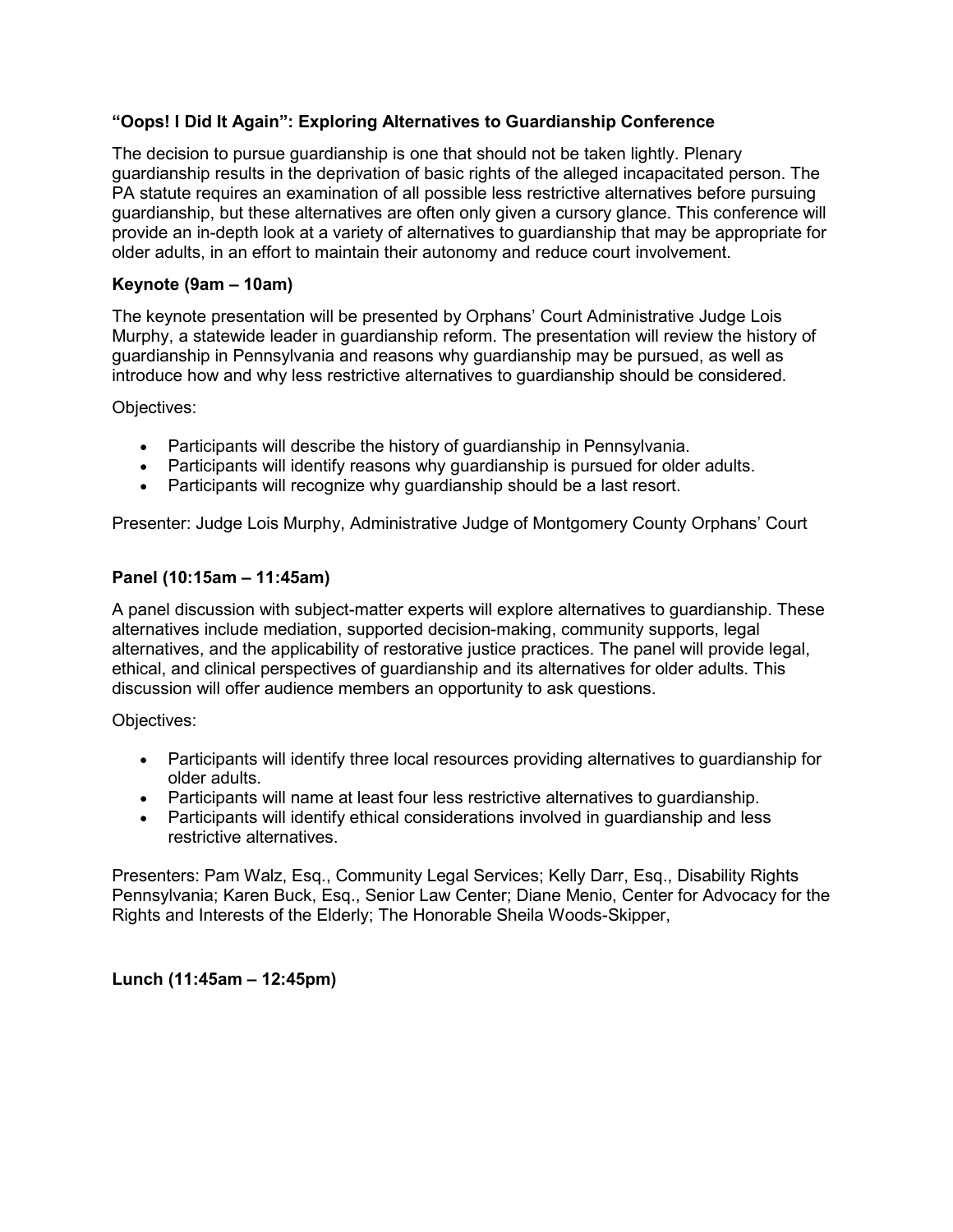**“Oops! I Did It Again”: Exploring Alternatives to Guardianship Conference**

The decision to pursue guardianship is one that should not be taken lightly. Plenary guardianship results in the deprivation of basic rights of the alleged incapacitated person. The PA statute requires an examination of all possible less restrictive alternatives before pursuing guardianship, but these alternatives are often only given a cursory glance. This conference will provide an in-depth look at a variety of alternatives to guardianship that may be appropriate for older adults, in an effort to maintain their autonomy and reduce court involvement.

**Keynote (9am – 10am)**

The keynote presentation will be presented by Orphans’ Court Administrative Judge Lois Murphy, a statewide leader in guardianship reform. The presentation will review the history of guardianship in Pennsylvania and reasons why guardianship may be pursued, as well as introduce how and why less restrictive alternatives to guardianship should be considered.

Objectives:

- Participants will describe the history of guardianship in Pennsylvania.
- Participants will identify reasons why guardianship is pursued for older adults.
- Participants will recognize why guardianship should be a last resort.

Presenter: Judge Lois Murphy, Administrative Judge of Montgomery County Orphans’ Court

**Panel (10:15am – 11:45am)**

A panel discussion with subject-matter experts will explore alternatives to guardianship. These alternatives include mediation, supported decision-making, community supports, legal alternatives, and the applicability of restorative justice practices. The panel will provide legal, ethical, and clinical perspectives of guardianship and its alternatives for older adults. This discussion will offer audience members an opportunity to ask questions.

Objectives:

- Participants will identify three local resources providing alternatives to guardianship for older adults.
- Participants will name at least four less restrictive alternatives to guardianship.
- Participants will identify ethical considerations involved in guardianship and less restrictive alternatives.

Presenters: Pam Walz, Esq., Community Legal Services; Kelly Darr, Esq., Disability Rights Pennsylvania; Karen Buck, Esq., Senior Law Center; Diane Menio, Center for Advocacy for the Rights and Interests of the Elderly; The Honorable Sheila Woods-Skipper,

**Lunch (11:45am – 12:45pm)**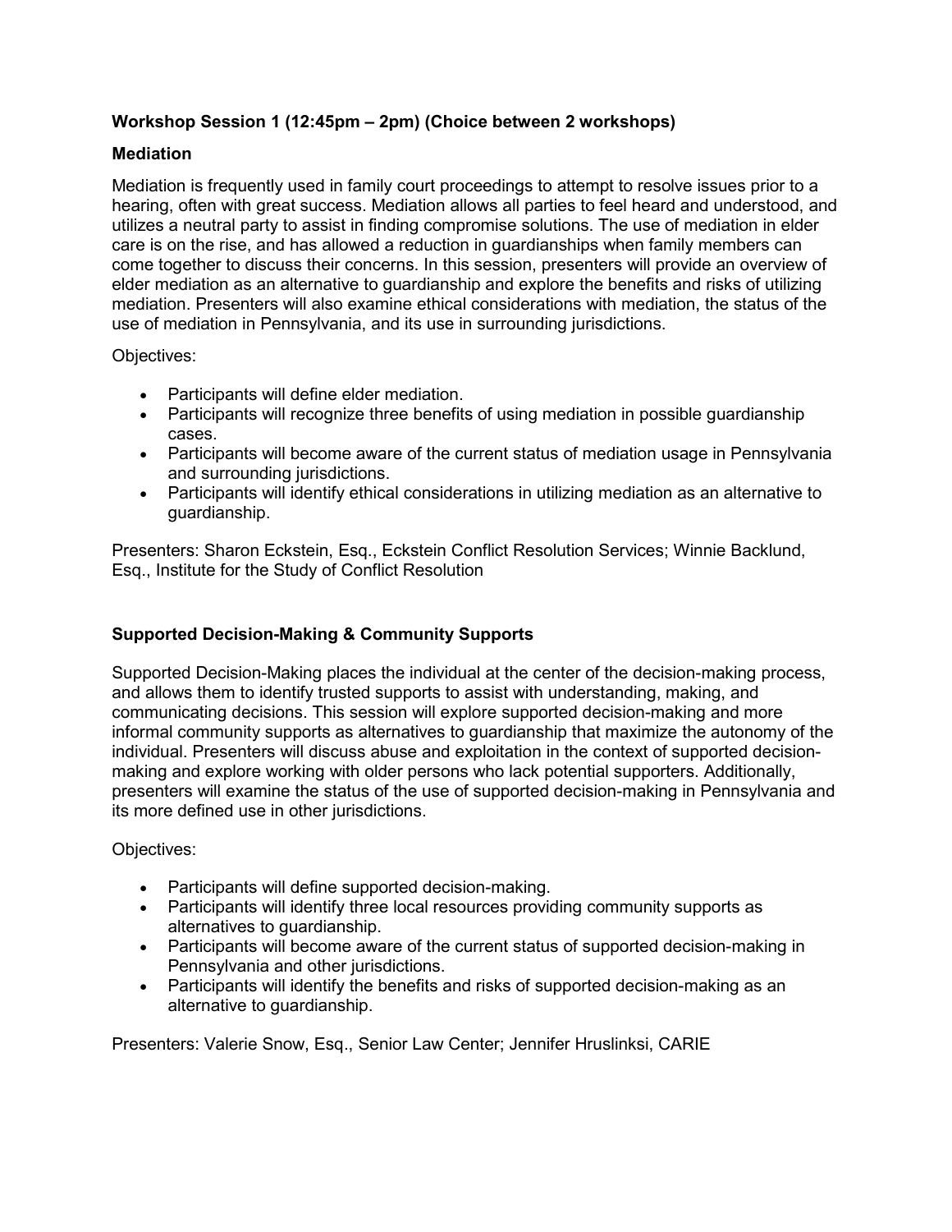**Workshop Session 1 (12:45pm – 2pm) (Choice between 2 workshops)**

**Mediation**

Mediation is frequently used in family court proceedings to attempt to resolve issues prior to a hearing, often with great success. Mediation allows all parties to feel heard and understood, and utilizes a neutral party to assist in finding compromise solutions. The use of mediation in elder care is on the rise, and has allowed a reduction in guardianships when family members can come together to discuss their concerns. In this session, presenters will provide an overview of elder mediation as an alternative to guardianship and explore the benefits and risks of utilizing mediation. Presenters will also examine ethical considerations with mediation, the status of the use of mediation in Pennsylvania, and its use in surrounding jurisdictions.

Objectives:

- Participants will define elder mediation.
- Participants will recognize three benefits of using mediation in possible guardianship cases.
- Participants will become aware of the current status of mediation usage in Pennsylvania and surrounding jurisdictions.
- Participants will identify ethical considerations in utilizing mediation as an alternative to guardianship.

Presenters: Sharon Eckstein, Esq., Eckstein Conflict Resolution Services; Winnie Backlund, Esq., Institute for the Study of Conflict Resolution

**Supported Decision-Making & Community Supports**

Supported Decision-Making places the individual at the center of the decision-making process, and allows them to identify trusted supports to assist with understanding, making, and communicating decisions. This session will explore supported decision-making and more informal community supports as alternatives to guardianship that maximize the autonomy of the individual. Presenters will discuss abuse and exploitation in the context of supported decision-making and explore working with older persons who lack potential supporters. Additionally, presenters will examine the status of the use of supported decision-making in Pennsylvania and its more defined use in other jurisdictions.

Objectives:

- Participants will define supported decision-making.
- Participants will identify three local resources providing community supports as alternatives to guardianship.
- Participants will become aware of the current status of supported decision-making in Pennsylvania and other jurisdictions.
- Participants will identify the benefits and risks of supported decision-making as an alternative to guardianship.

Presenters: Valerie Snow, Esq., Senior Law Center; Jennifer Hruslinksi, CARIE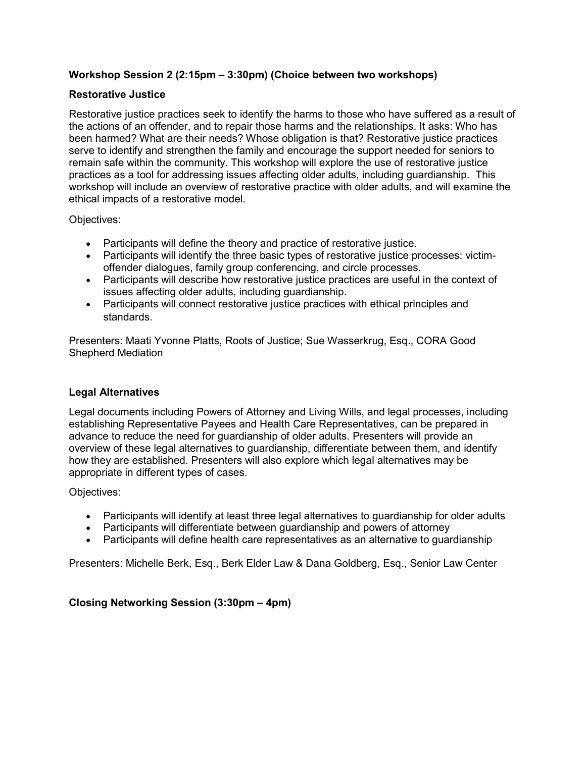**Workshop Session 2 (2:15pm – 3:30pm) (Choice between two workshops)**

**Restorative Justice**

Restorative justice practices seek to identify the harms to those who have suffered as a result of the actions of an offender, and to repair those harms and the relationships. It asks: Who has been harmed? What are their needs? Whose obligation is that? Restorative justice practices serve to identify and strengthen the family and encourage the support needed for seniors to remain safe within the community. This workshop will explore the use of restorative justice practices as a tool for addressing issues affecting older adults, including guardianship. This workshop will include an overview of restorative practice with older adults, and will examine the ethical impacts of a restorative model.

Objectives:

- Participants will define the theory and practice of restorative justice.
- Participants will identify the three basic types of restorative justice processes: victim-offender dialogues, family group conferencing, and circle processes.
- Participants will describe how restorative justice practices are useful in the context of issues affecting older adults, including guardianship.
- Participants will connect restorative justice practices with ethical principles and standards.

Presenters: Maati Yvonne Platts, Roots of Justice; Sue Wasserkrug, Esq., CORA Good Shepherd Mediation

**Legal Alternatives**

Legal documents including Powers of Attorney and Living Wills, and legal processes, including establishing Representative Payees and Health Care Representatives, can be prepared in advance to reduce the need for guardianship of older adults. Presenters will provide an overview of these legal alternatives to guardianship, differentiate between them, and identify how they are established. Presenters will also explore which legal alternatives may be appropriate in different types of cases.

Objectives:

- Participants will identify at least three legal alternatives to guardianship for older adults
- Participants will differentiate between guardianship and powers of attorney
- Participants will define health care representatives as an alternative to guardianship

Presenters: Michelle Berk, Esq., Berk Elder Law & Dana Goldberg, Esq., Senior Law Center

**Closing Networking Session (3:30pm – 4pm)**